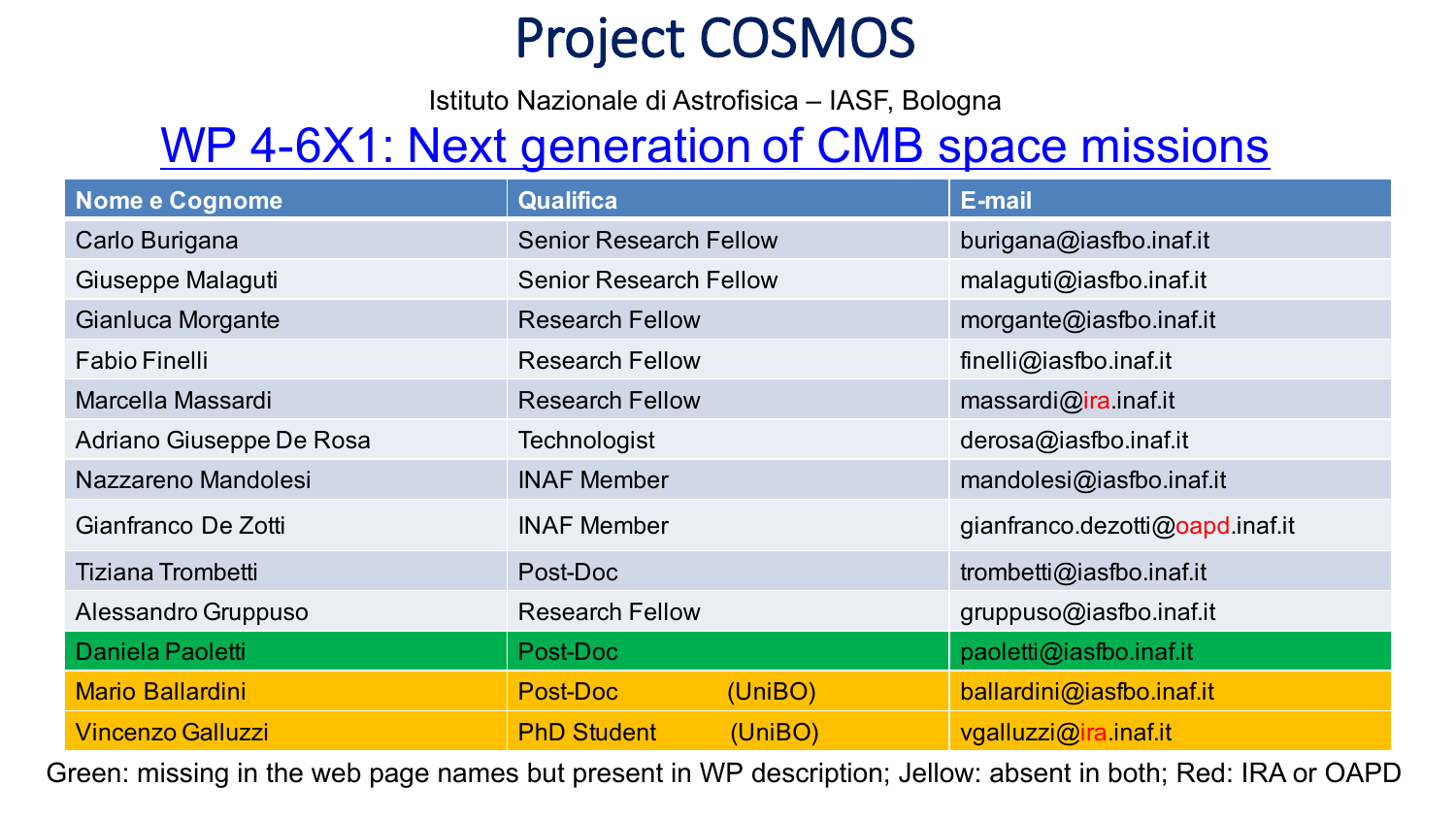# Project COSMOS

Istituto Nazionale di Astrofisica – IASF, Bologna

## WP 4-6X1: Next generation of CMB space missions

| Nome e Cognome | Qualifica | E-mail |
|---|---|---|
| Carlo Burigana | Senior Research Fellow | burigana@iasfbo.inaf.it |
| Giuseppe Malaguti | Senior Research Fellow | malaguti@iasfbo.inaf.it |
| Gianluca Morgante | Research Fellow | morgante@iasfbo.inaf.it |
| Fabio Finelli | Research Fellow | finelli@iasfbo.inaf.it |
| Marcella Massardi | Research Fellow | massardi@ira.inaf.it |
| Adriano Giuseppe De Rosa | Technologist | derosa@iasfbo.inaf.it |
| Nazzareno Mandolesi | INAF Member | mandolesi@iasfbo.inaf.it |
| Gianfranco De Zotti | INAF Member | gianfranco.dezotti@oapd.inaf.it |
| Tiziana Trombetti | Post-Doc | trombetti@iasfbo.inaf.it |
| Alessandro Gruppuso | Research Fellow | gruppuso@iasfbo.inaf.it |
| Daniela Paoletti | Post-Doc | paoletti@iasfbo.inaf.it |
| Mario Ballardini | Post-Doc (UniBO) | ballardini@iasfbo.inaf.it |
| Vincenzo Galluzzi | PhD Student (UniBO) | vgalluzzi@ira.inaf.it |

Green: missing in the web page names but present in WP description; Jellow: absent in both; Red: IRA or OAPD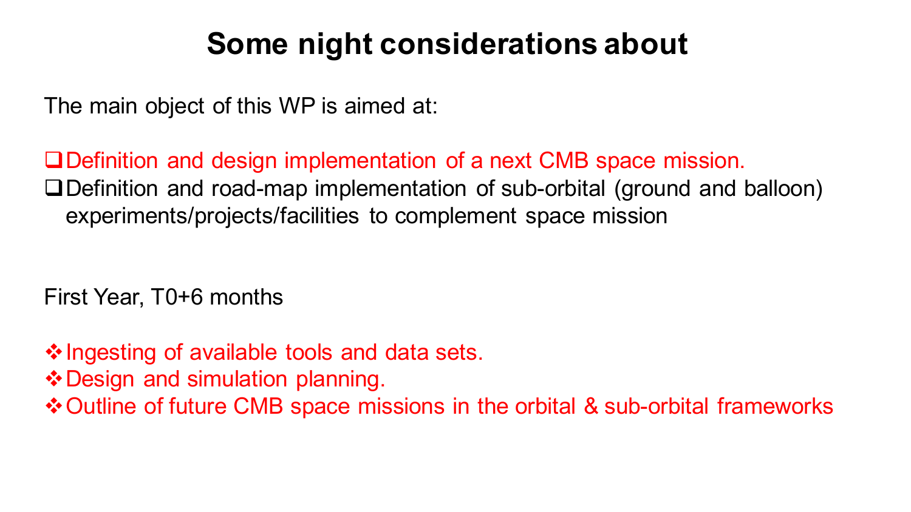# Some night considerations about

The main object of this WP is aimed at:

- Definition and design implementation of a next CMB space mission.
- Definition and road-map implementation of sub-orbital (ground and balloon) experiments/projects/facilities to complement space mission

First Year, T0+6 months

- Ingesting of available tools and data sets.
- Design and simulation planning.
- Outline of future CMB space missions in the orbital & sub-orbital frameworks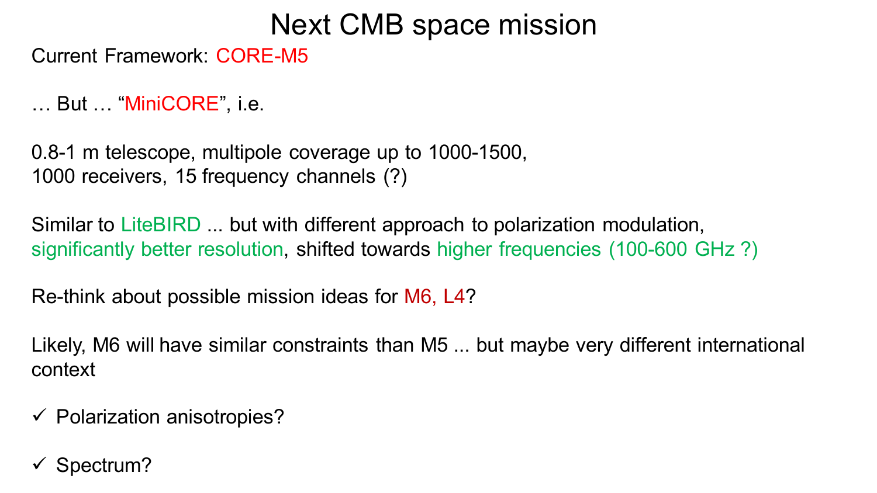# Next CMB space mission

Current Framework: CORE-M5

… But … “MiniCORE”, i.e.

0.8-1 m telescope, multipole coverage up to 1000-1500,
1000 receivers, 15 frequency channels (?)

Similar to LiteBIRD ... but with different approach to polarization modulation, significantly better resolution, shifted towards higher frequencies (100-600 GHz ?)

Re-think about possible mission ideas for M6, L4?

Likely, M6 will have similar constraints than M5 ... but maybe very different international context

- ✓ Polarization anisotropies?
- ✓ Spectrum?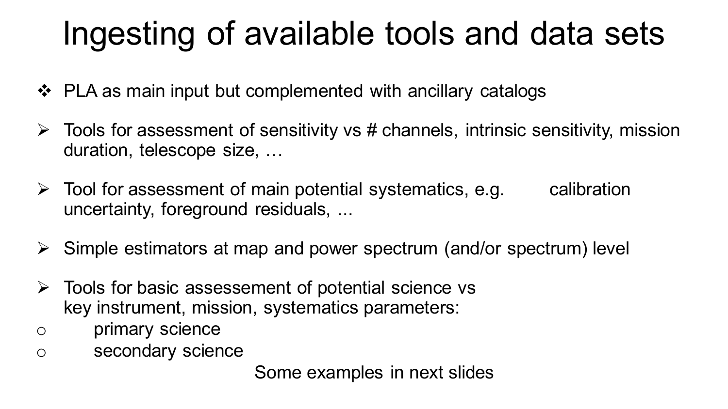# Ingesting of available tools and data sets

- PLA as main input but complemented with ancillary catalogs

- Tools for assessment of sensitivity vs # channels, intrinsic sensitivity, mission duration, telescope size, …

- Tool for assessment of main potential systematics, e.g. calibration uncertainty, foreground residuals, ...

- Simple estimators at map and power spectrum (and/or spectrum) level

- Tools for basic assessement of potential science vs key instrument, mission, systematics parameters:
  - primary science
  - secondary science

Some examples in next slides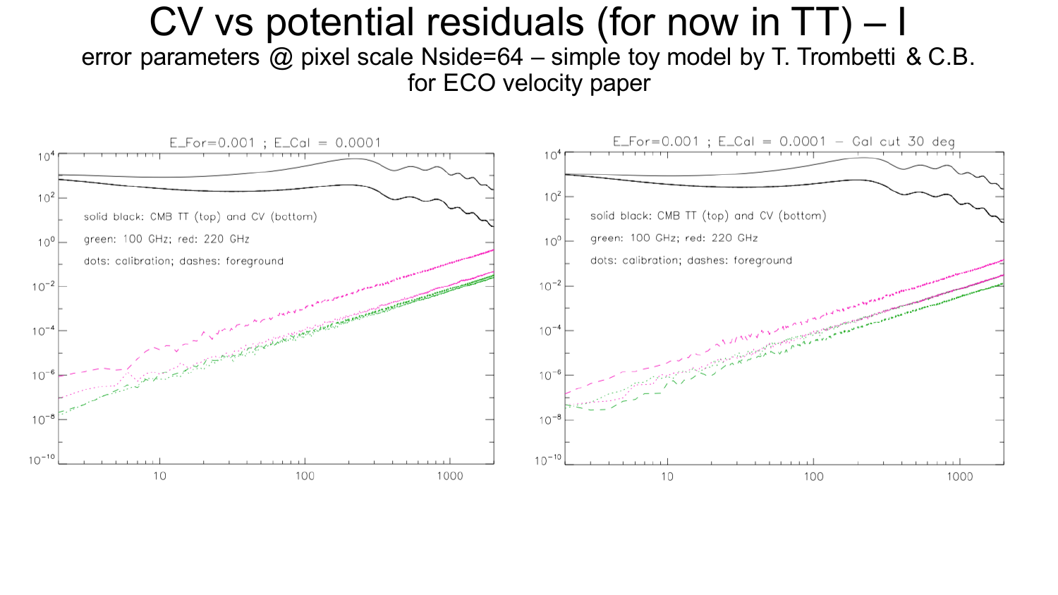# CV vs potential residuals (for now in TT) – I

error parameters @ pixel scale Nside=64 – simple toy model by T. Trombetti & C.B. for ECO velocity paper

E_For=0.001 ; E_Cal = 0.0001

solid black: CMB TT (top) and CV (bottom)

green: 100 GHz; red: 220 GHz

dots: calibration; dashes: foreground

E_For=0.001 ; E_Cal = 0.0001 – Gal cut 30 deg

solid black: CMB TT (top) and CV (bottom)

green: 100 GHz; red: 220 GHz

dots: calibration; dashes: foreground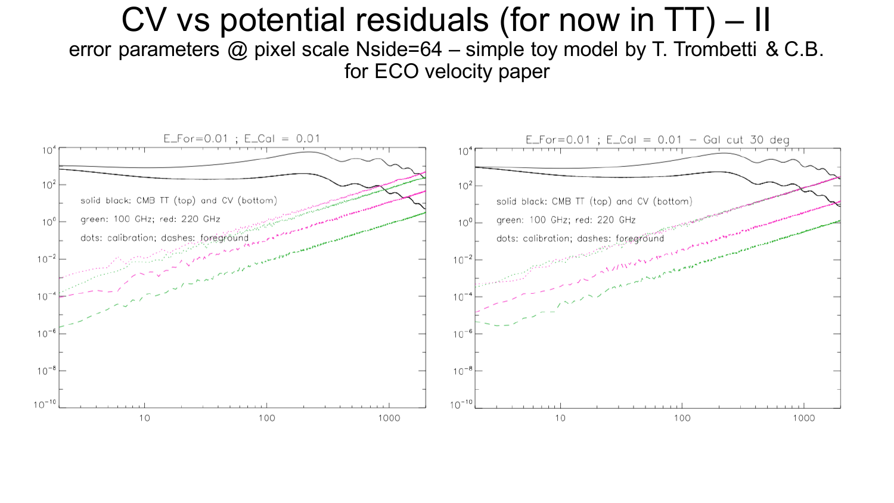# CV vs potential residuals (for now in TT) – II

error parameters @ pixel scale Nside=64 – simple toy model by T. Trombetti & C.B. for ECO velocity paper

E_For=0.01 ; E_Cal = 0.01

solid black: CMB TT (top) and CV (bottom)

green: 100 GHz; red: 220 GHz

dots: calibration; dashes: foreground

E_For=0.01 ; E_Cal = 0.01 – Gal cut 30 deg

solid black: CMB TT (top) and CV (bottom)

green: 100 GHz; red: 220 GHz

dots: calibration; dashes: foreground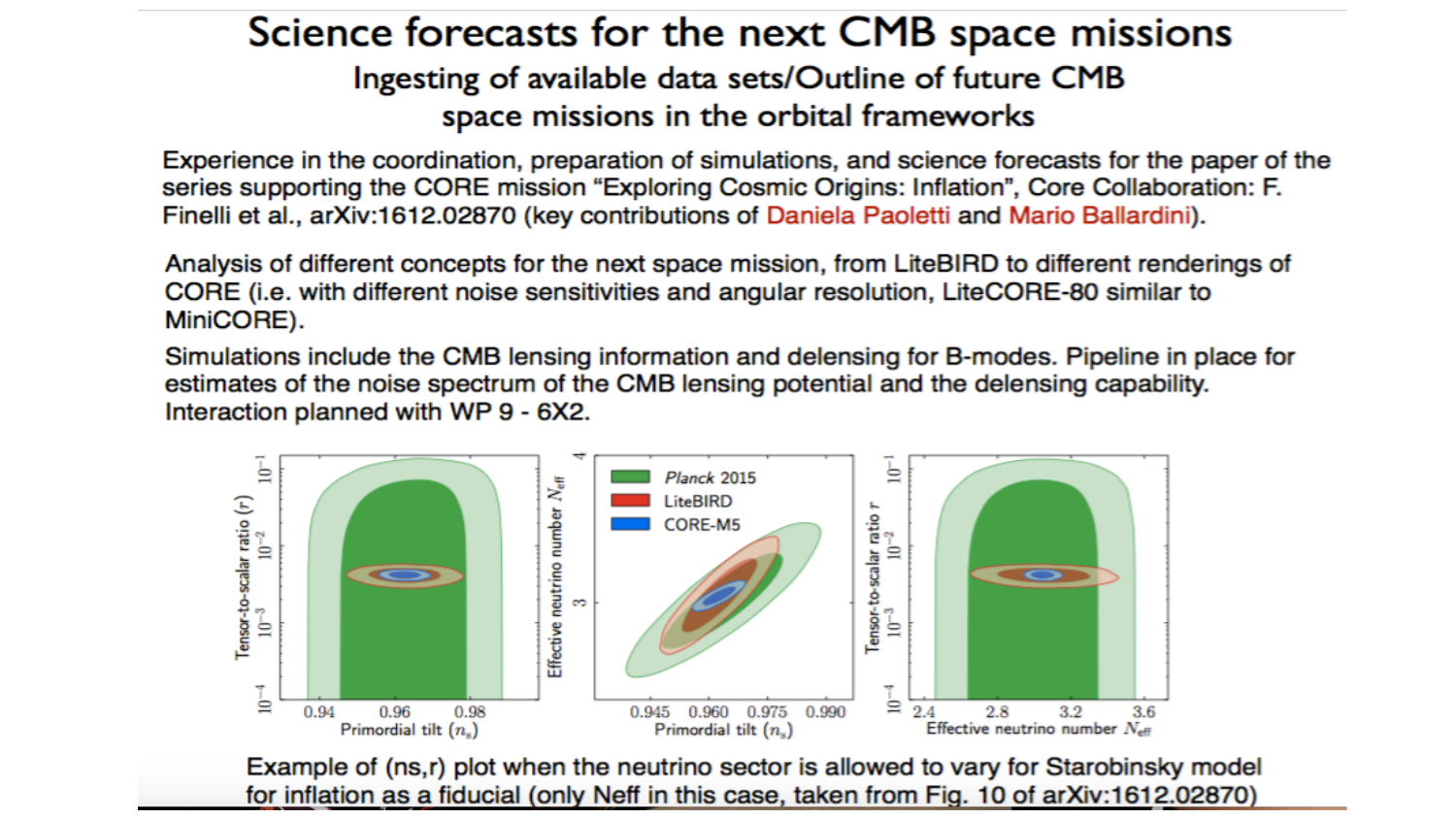# Science forecasts for the next CMB space missions

## Ingesting of available data sets/Outline of future CMB space missions in the orbital frameworks

Experience in the coordination, preparation of simulations, and science forecasts for the paper of the series supporting the CORE mission "Exploring Cosmic Origins: Inflation", Core Collaboration: F. Finelli et al., arXiv:1612.02870 (key contributions of Daniela Paoletti and Mario Ballardini).

Analysis of different concepts for the next space mission, from LiteBIRD to different renderings of CORE (i.e. with different noise sensitivities and angular resolution, LiteCORE-80 similar to MiniCORE).

Simulations include the CMB lensing information and delensing for B-modes. Pipeline in place for estimates of the noise spectrum of the CMB lensing potential and the delensing capability. Interaction planned with WP 9 - 6X2.

Example of (ns,r) plot when the neutrino sector is allowed to vary for Starobinsky model for inflation as a fiducial (only Neff in this case, taken from Fig. 10 of arXiv:1612.02870)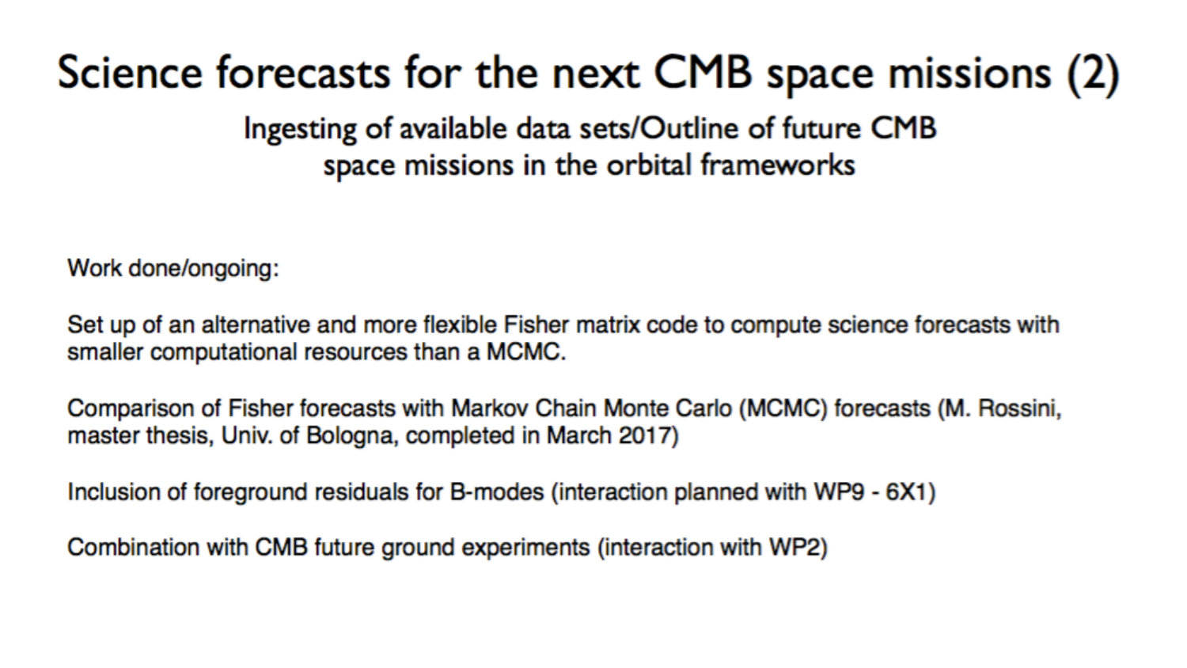# Science forecasts for the next CMB space missions (2)

## Ingesting of available data sets/Outline of future CMB space missions in the orbital frameworks

Work done/ongoing:

Set up of an alternative and more flexible Fisher matrix code to compute science forecasts with smaller computational resources than a MCMC.

Comparison of Fisher forecasts with Markov Chain Monte Carlo (MCMC) forecasts (M. Rossini, master thesis, Univ. of Bologna, completed in March 2017)

Inclusion of foreground residuals for B-modes (interaction planned with WP9 - 6X1)

Combination with CMB future ground experiments (interaction with WP2)